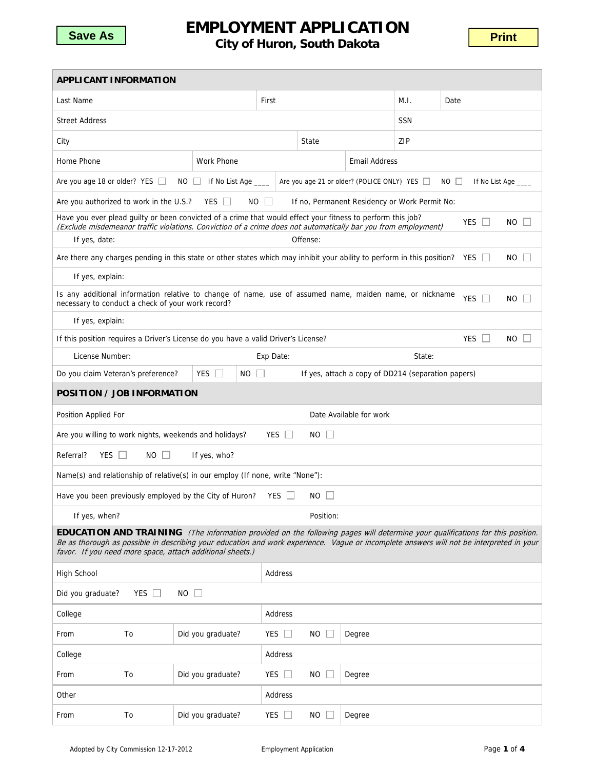Save As

# EMPLOYMENT APPLICATION

## City of Huron, South Dakota

Print

## APPLICANT INFORMATION

| Last Name | First | M.I. | Date |
|---|---|---|---|

| Street Address | SSN |
|---|---|

| City | State | ZIP |
|---|---|---|

| Home Phone | Work Phone | Email Address |
|---|---|---|

Are you age 18 or older? YES ☐ NO ☐ If No List Age ____ | Are you age 21 or older? (POLICE ONLY) YES ☐ NO ☐ If No List Age ____

Are you authorized to work in the U.S.? YES ☐ NO ☐ If no, Permanent Residency or Work Permit No:

Have you ever plead guilty or been convicted of a crime that would effect your fitness to perform this job? YES ☐ NO ☐
*(Exclude misdemeanor traffic violations. Conviction of a crime does not automatically bar you from employment)*

If yes, date: Offense:

Are there any charges pending in this state or other states which may inhibit your ability to perform in this position? YES ☐ NO ☐

If yes, explain:

Is any additional information relative to change of name, use of assumed name, maiden name, or nickname necessary to conduct a check of your work record? YES ☐ NO ☐

If yes, explain:

If this position requires a Driver's License do you have a valid Driver's License? YES ☐ NO ☐

License Number: Exp Date: State:

Do you claim Veteran's preference? YES ☐ NO ☐ If yes, attach a copy of DD214 (separation papers)

## POSITION / JOB INFORMATION

| Position Applied For | Date Available for work |
|---|---|

Are you willing to work nights, weekends and holidays? YES ☐ NO ☐

Referral? YES ☐ NO ☐ If yes, who?

Name(s) and relationship of relative(s) in our employ (If none, write "None"):

Have you been previously employed by the City of Huron? YES ☐ NO ☐

If yes, when? Position:

## EDUCATION AND TRAINING

*(The information provided on the following pages will determine your qualifications for this position. Be as thorough as possible in describing your education and work experience. Vague or incomplete answers will not be interpreted in your favor. If you need more space, attach additional sheets.)*

| High School | Address |
|---|---|

Did you graduate? YES ☐ NO ☐

| College | | | Address | | |
|---|---|---|---|---|---|
| From | To | Did you graduate? | YES ☐ | NO ☐ | Degree |

| College | | | Address | | |
|---|---|---|---|---|---|
| From | To | Did you graduate? | YES ☐ | NO ☐ | Degree |

| Other | | | Address | | |
|---|---|---|---|---|---|
| From | To | Did you graduate? | YES ☐ | NO ☐ | Degree |

Adopted by City Commission 12-17-2012 Employment Application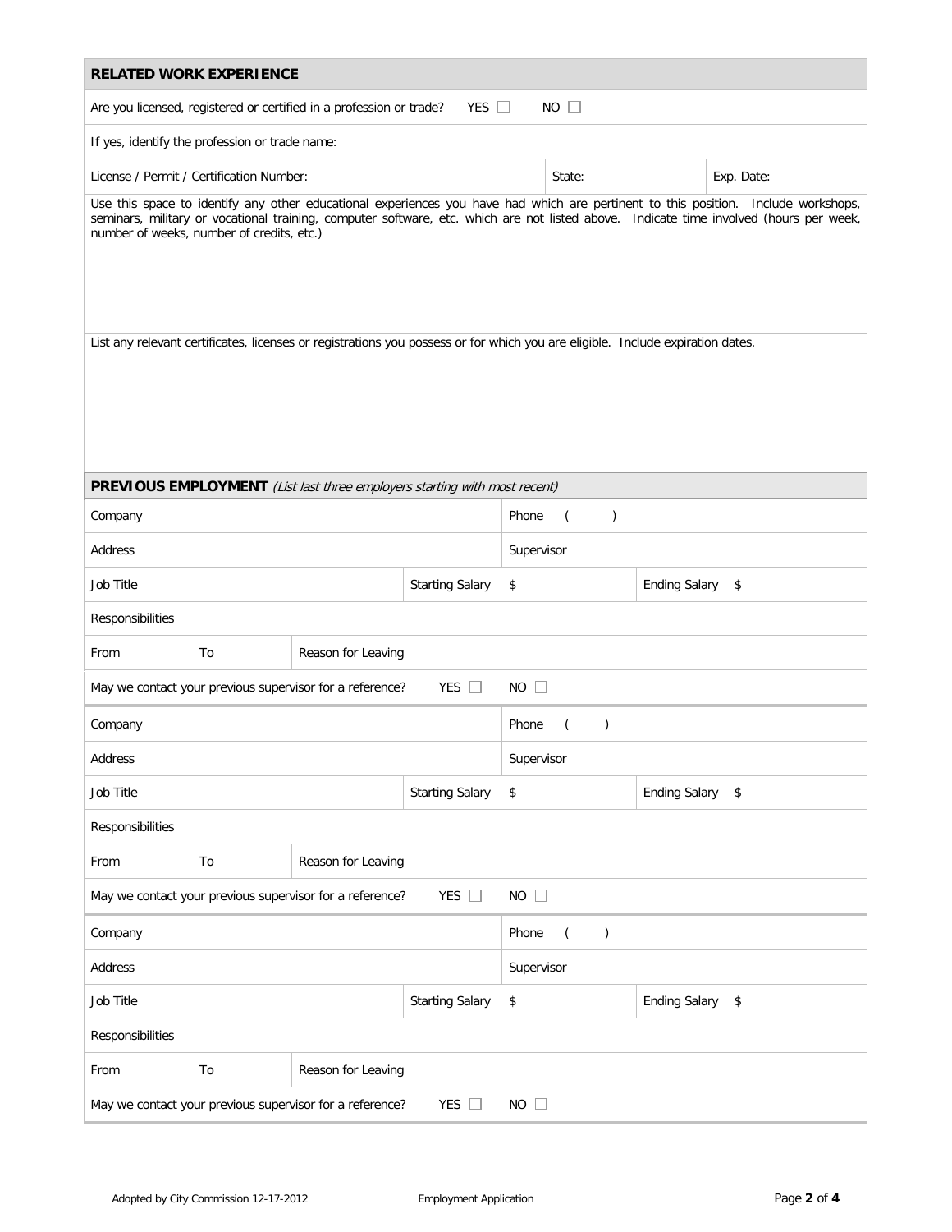## RELATED WORK EXPERIENCE

Are you licensed, registered or certified in a profession or trade? YES ☐ NO ☐

If yes, identify the profession or trade name:

| License / Permit / Certification Number: | State: | Exp. Date: |
|---|---|---|

Use this space to identify any other educational experiences you have had which are pertinent to this position. Include workshops, seminars, military or vocational training, computer software, etc. which are not listed above. Indicate time involved (hours per week, number of weeks, number of credits, etc.)

List any relevant certificates, licenses or registrations you possess or for which you are eligible. Include expiration dates.

## PREVIOUS EMPLOYMENT *(List last three employers starting with most recent)*

| Company | | | Phone ( ) | |
|---|---|---|---|---|
| Address | | | Supervisor | |
| Job Title | | Starting Salary | $ | Ending Salary $ |
| Responsibilities | | | | |
| From To | Reason for Leaving | | | |
| May we contact your previous supervisor for a reference? YES ☐ | | | NO ☐ | |

| Company | | | Phone ( ) | |
|---|---|---|---|---|
| Address | | | Supervisor | |
| Job Title | | Starting Salary | $ | Ending Salary $ |
| Responsibilities | | | | |
| From To | Reason for Leaving | | | |
| May we contact your previous supervisor for a reference? YES ☐ | | | NO ☐ | |

| Company | | | Phone ( ) | |
|---|---|---|---|---|
| Address | | | Supervisor | |
| Job Title | | Starting Salary | $ | Ending Salary $ |
| Responsibilities | | | | |
| From To | Reason for Leaving | | | |
| May we contact your previous supervisor for a reference? YES ☐ | | | NO ☐ | |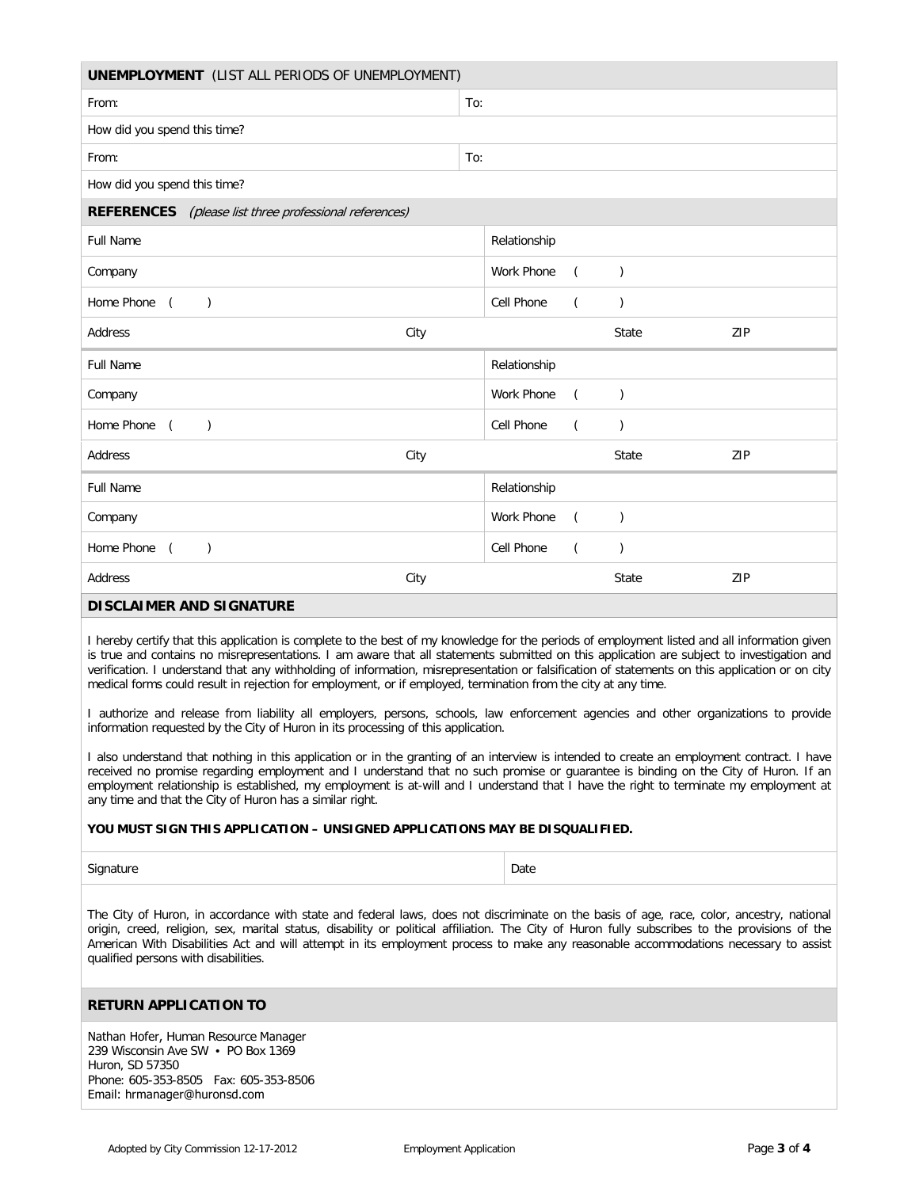## UNEMPLOYMENT (LIST ALL PERIODS OF UNEMPLOYMENT)

| From: | To: |
|---|---|
| How did you spend this time? | |
| From: | To: |
| How did you spend this time? | |

## REFERENCES *(please list three professional references)*

| Full Name | | Relationship | |
|---|---|---|---|
| Company | | Work Phone ( ) | |
| Home Phone ( ) | | Cell Phone ( ) | |
| Address | City | State | ZIP |
| Full Name | | Relationship | |
| Company | | Work Phone ( ) | |
| Home Phone ( ) | | Cell Phone ( ) | |
| Address | City | State | ZIP |
| Full Name | | Relationship | |
| Company | | Work Phone ( ) | |
| Home Phone ( ) | | Cell Phone ( ) | |
| Address | City | State | ZIP |

## DISCLAIMER AND SIGNATURE

I hereby certify that this application is complete to the best of my knowledge for the periods of employment listed and all information given is true and contains no misrepresentations. I am aware that all statements submitted on this application are subject to investigation and verification. I understand that any withholding of information, misrepresentation or falsification of statements on this application or on city medical forms could result in rejection for employment, or if employed, termination from the city at any time.

I authorize and release from liability all employers, persons, schools, law enforcement agencies and other organizations to provide information requested by the City of Huron in its processing of this application.

I also understand that nothing in this application or in the granting of an interview is intended to create an employment contract. I have received no promise regarding employment and I understand that no such promise or guarantee is binding on the City of Huron. If an employment relationship is established, my employment is at-will and I understand that I have the right to terminate my employment at any time and that the City of Huron has a similar right.

**YOU MUST SIGN THIS APPLICATION – UNSIGNED APPLICATIONS MAY BE DISQUALIFIED.**

| Signature | Date |
|---|---|

The City of Huron, in accordance with state and federal laws, does not discriminate on the basis of age, race, color, ancestry, national origin, creed, religion, sex, marital status, disability or political affiliation. The City of Huron fully subscribes to the provisions of the American With Disabilities Act and will attempt in its employment process to make any reasonable accommodations necessary to assist qualified persons with disabilities.

## RETURN APPLICATION TO

Nathan Hofer, Human Resource Manager
239 Wisconsin Ave SW • PO Box 1369
Huron, SD 57350
Phone: 605-353-8505 Fax: 605-353-8506
Email: hrmanager@huronsd.com

Adopted by City Commission 12-17-2012 Employment Application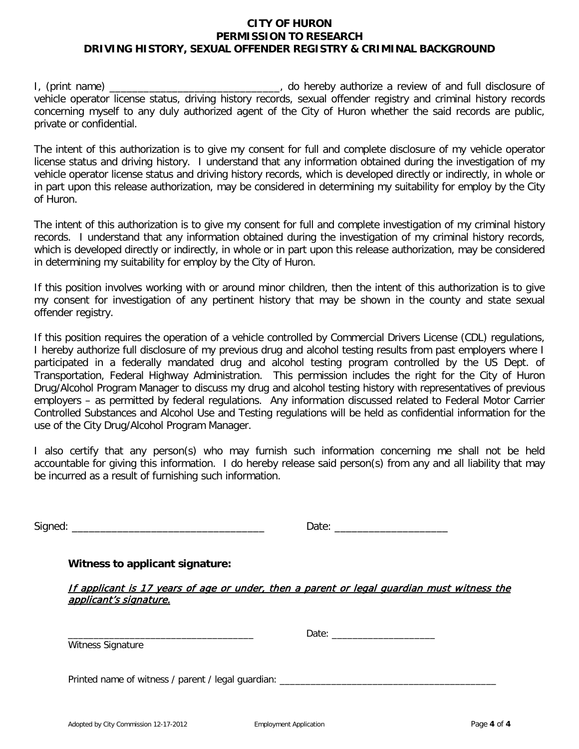**CITY OF HURON**
**PERMISSION TO RESEARCH**
**DRIVING HISTORY, SEXUAL OFFENDER REGISTRY & CRIMINAL BACKGROUND**

I, (print name) ______________________________, do hereby authorize a review of and full disclosure of vehicle operator license status, driving history records, sexual offender registry and criminal history records concerning myself to any duly authorized agent of the City of Huron whether the said records are public, private or confidential.

The intent of this authorization is to give my consent for full and complete disclosure of my vehicle operator license status and driving history. I understand that any information obtained during the investigation of my vehicle operator license status and driving history records, which is developed directly or indirectly, in whole or in part upon this release authorization, may be considered in determining my suitability for employ by the City of Huron.

The intent of this authorization is to give my consent for full and complete investigation of my criminal history records. I understand that any information obtained during the investigation of my criminal history records, which is developed directly or indirectly, in whole or in part upon this release authorization, may be considered in determining my suitability for employ by the City of Huron.

If this position involves working with or around minor children, then the intent of this authorization is to give my consent for investigation of any pertinent history that may be shown in the county and state sexual offender registry.

If this position requires the operation of a vehicle controlled by Commercial Drivers License (CDL) regulations, I hereby authorize full disclosure of my previous drug and alcohol testing results from past employers where I participated in a federally mandated drug and alcohol testing program controlled by the US Dept. of Transportation, Federal Highway Administration. This permission includes the right for the City of Huron Drug/Alcohol Program Manager to discuss my drug and alcohol testing history with representatives of previous employers – as permitted by federal regulations. Any information discussed related to Federal Motor Carrier Controlled Substances and Alcohol Use and Testing regulations will be held as confidential information for the use of the City Drug/Alcohol Program Manager.

I also certify that any person(s) who may furnish such information concerning me shall not be held accountable for giving this information. I do hereby release said person(s) from any and all liability that may be incurred as a result of furnishing such information.

Signed: __________________________________ Date: ____________________

**Witness to applicant signature:**

*If applicant is 17 years of age or under, then a parent or legal guardian must witness the applicant's signature.*

__________________________________ Date: ____________________
Witness Signature

Printed name of witness / parent / legal guardian: ________________________________________

Adopted by City Commission 12-17-2012 Employment Application